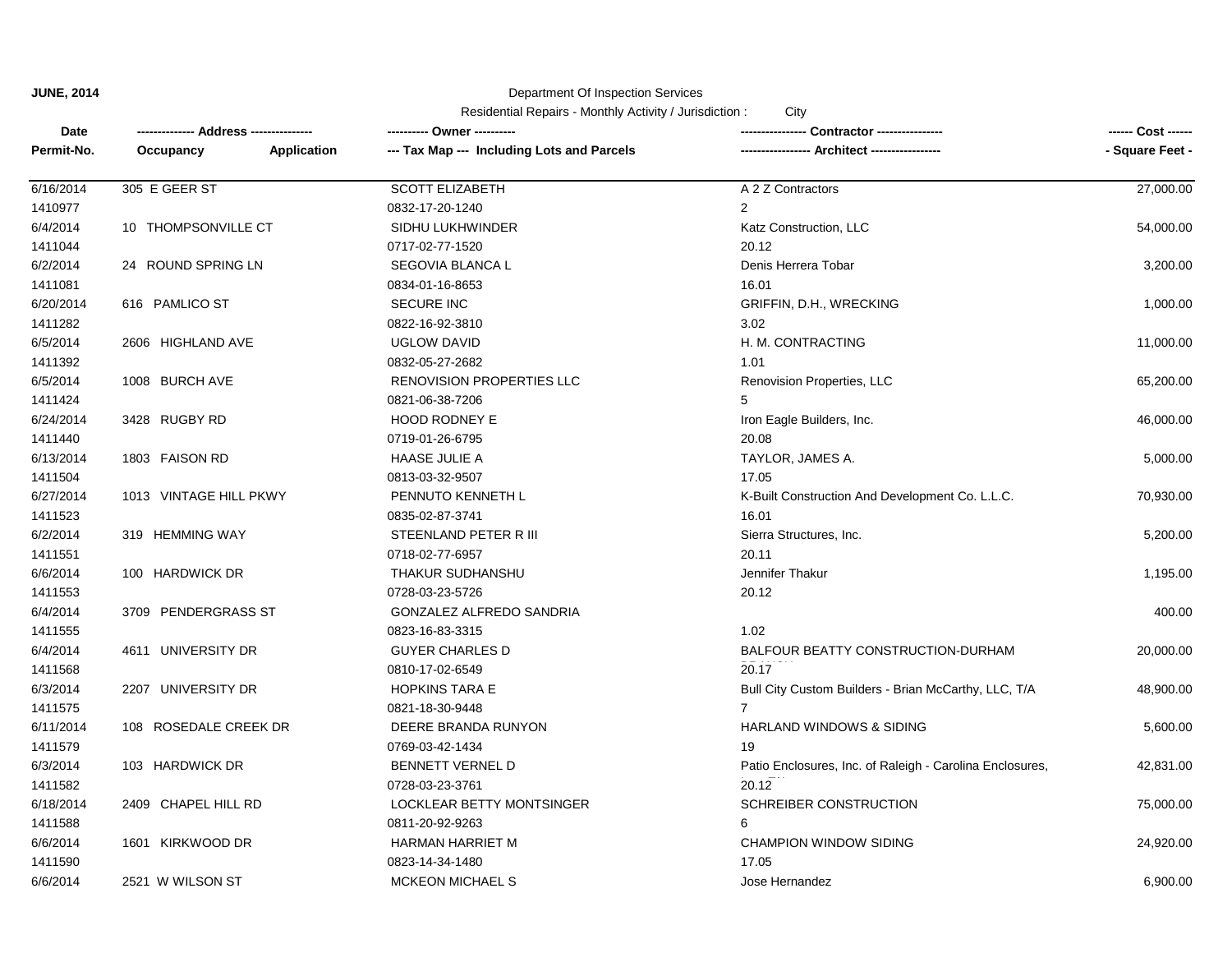**JUNE, 2014**

Department Of Inspection Services

Residential Repairs - Monthly Activity / Jurisdiction : City

| Date / Permit-No. | Address / Occupancy / Application | Owner / Tax Map --- Including Lots and Parcels | Contractor / Architect | Cost / Square Feet |
|---|---|---|---|---|
| 6/16/2014 | 305 E GEER ST | SCOTT ELIZABETH | A 2 Z Contractors | 27,000.00 |
| 1410977 | | 0832-17-20-1240 | 2 | |
| 6/4/2014 | 10 THOMPSONVILLE CT | SIDHU LUKHWINDER | Katz Construction, LLC | 54,000.00 |
| 1411044 | | 0717-02-77-1520 | 20.12 | |
| 6/2/2014 | 24 ROUND SPRING LN | SEGOVIA BLANCA L | Denis Herrera Tobar | 3,200.00 |
| 1411081 | | 0834-01-16-8653 | 16.01 | |
| 6/20/2014 | 616 PAMLICO ST | SECURE INC | GRIFFIN, D.H., WRECKING | 1,000.00 |
| 1411282 | | 0822-16-92-3810 | 3.02 | |
| 6/5/2014 | 2606 HIGHLAND AVE | UGLOW DAVID | H. M. CONTRACTING | 11,000.00 |
| 1411392 | | 0832-05-27-2682 | 1.01 | |
| 6/5/2014 | 1008 BURCH AVE | RENOVISION PROPERTIES LLC | Renovision Properties, LLC | 65,200.00 |
| 1411424 | | 0821-06-38-7206 | 5 | |
| 6/24/2014 | 3428 RUGBY RD | HOOD RODNEY E | Iron Eagle Builders, Inc. | 46,000.00 |
| 1411440 | | 0719-01-26-6795 | 20.08 | |
| 6/13/2014 | 1803 FAISON RD | HAASE JULIE A | TAYLOR, JAMES A. | 5,000.00 |
| 1411504 | | 0813-03-32-9507 | 17.05 | |
| 6/27/2014 | 1013 VINTAGE HILL PKWY | PENNUTO KENNETH L | K-Built Construction And Development Co. L.L.C. | 70,930.00 |
| 1411523 | | 0835-02-87-3741 | 16.01 | |
| 6/2/2014 | 319 HEMMING WAY | STEENLAND PETER R III | Sierra Structures, Inc. | 5,200.00 |
| 1411551 | | 0718-02-77-6957 | 20.11 | |
| 6/6/2014 | 100 HARDWICK DR | THAKUR SUDHANSHU | Jennifer Thakur | 1,195.00 |
| 1411553 | | 0728-03-23-5726 | 20.12 | |
| 6/4/2014 | 3709 PENDERGRASS ST | GONZALEZ ALFREDO SANDRIA | | 400.00 |
| 1411555 | | 0823-16-83-3315 | 1.02 | |
| 6/4/2014 | 4611 UNIVERSITY DR | GUYER CHARLES D | BALFOUR BEATTY CONSTRUCTION-DURHAM | 20,000.00 |
| 1411568 | | 0810-17-02-6549 | 20.17 | |
| 6/3/2014 | 2207 UNIVERSITY DR | HOPKINS TARA E | Bull City Custom Builders - Brian McCarthy, LLC, T/A | 48,900.00 |
| 1411575 | | 0821-18-30-9448 | 7 | |
| 6/11/2014 | 108 ROSEDALE CREEK DR | DEERE BRANDA RUNYON | HARLAND WINDOWS & SIDING | 5,600.00 |
| 1411579 | | 0769-03-42-1434 | 19 | |
| 6/3/2014 | 103 HARDWICK DR | BENNETT VERNEL D | Patio Enclosures, Inc. of Raleigh - Carolina Enclosures, | 42,831.00 |
| 1411582 | | 0728-03-23-3761 | 20.12 | |
| 6/18/2014 | 2409 CHAPEL HILL RD | LOCKLEAR BETTY MONTSINGER | SCHREIBER CONSTRUCTION | 75,000.00 |
| 1411588 | | 0811-20-92-9263 | 6 | |
| 6/6/2014 | 1601 KIRKWOOD DR | HARMAN HARRIET M | CHAMPION WINDOW SIDING | 24,920.00 |
| 1411590 | | 0823-14-34-1480 | 17.05 | |
| 6/6/2014 | 2521 W WILSON ST | MCKEON MICHAEL S | Jose Hernandez | 6,900.00 |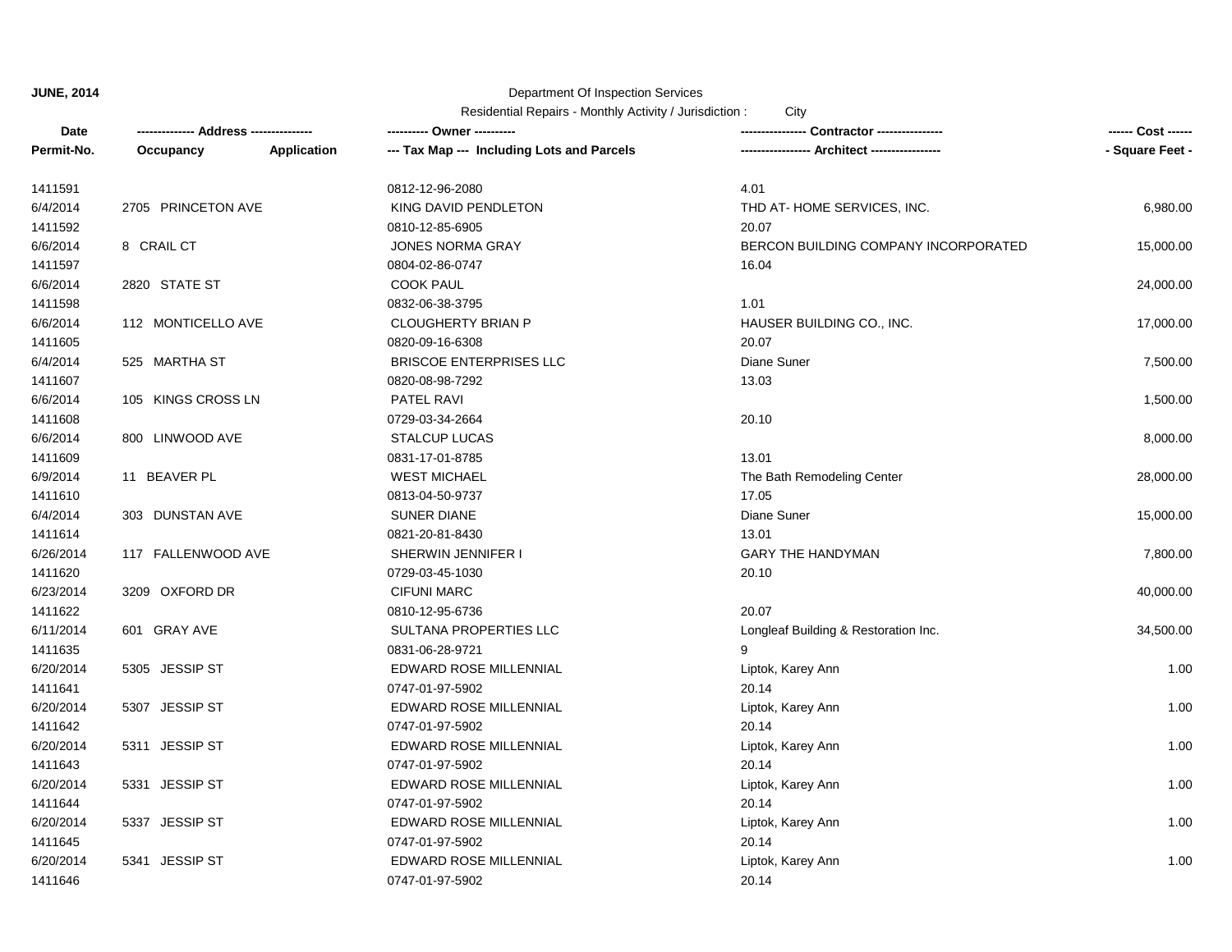**JUNE, 2014**

Department Of Inspection Services

Residential Repairs - Monthly Activity / Jurisdiction : City

| Date / Permit-No. | Address / Occupancy / Application | Owner / Tax Map --- Including Lots and Parcels | Contractor / Architect | Cost / Square Feet |
|---|---|---|---|---|
| 1411591 | | 0812-12-96-2080 | 4.01 | |
| 6/4/2014 | 2705 PRINCETON AVE | KING DAVID PENDLETON | THD AT- HOME SERVICES, INC. | 6,980.00 |
| 1411592 | | 0810-12-85-6905 | 20.07 | |
| 6/6/2014 | 8 CRAIL CT | JONES NORMA GRAY | BERCON BUILDING COMPANY INCORPORATED | 15,000.00 |
| 1411597 | | 0804-02-86-0747 | 16.04 | |
| 6/6/2014 | 2820 STATE ST | COOK PAUL | | 24,000.00 |
| 1411598 | | 0832-06-38-3795 | 1.01 | |
| 6/6/2014 | 112 MONTICELLO AVE | CLOUGHERTY BRIAN P | HAUSER BUILDING CO., INC. | 17,000.00 |
| 1411605 | | 0820-09-16-6308 | 20.07 | |
| 6/4/2014 | 525 MARTHA ST | BRISCOE ENTERPRISES LLC | Diane Suner | 7,500.00 |
| 1411607 | | 0820-08-98-7292 | 13.03 | |
| 6/6/2014 | 105 KINGS CROSS LN | PATEL RAVI | | 1,500.00 |
| 1411608 | | 0729-03-34-2664 | 20.10 | |
| 6/6/2014 | 800 LINWOOD AVE | STALCUP LUCAS | | 8,000.00 |
| 1411609 | | 0831-17-01-8785 | 13.01 | |
| 6/9/2014 | 11 BEAVER PL | WEST MICHAEL | The Bath Remodeling Center | 28,000.00 |
| 1411610 | | 0813-04-50-9737 | 17.05 | |
| 6/4/2014 | 303 DUNSTAN AVE | SUNER DIANE | Diane Suner | 15,000.00 |
| 1411614 | | 0821-20-81-8430 | 13.01 | |
| 6/26/2014 | 117 FALLENWOOD AVE | SHERWIN JENNIFER I | GARY THE HANDYMAN | 7,800.00 |
| 1411620 | | 0729-03-45-1030 | 20.10 | |
| 6/23/2014 | 3209 OXFORD DR | CIFUNI MARC | | 40,000.00 |
| 1411622 | | 0810-12-95-6736 | 20.07 | |
| 6/11/2014 | 601 GRAY AVE | SULTANA PROPERTIES LLC | Longleaf Building & Restoration Inc. | 34,500.00 |
| 1411635 | | 0831-06-28-9721 | 9 | |
| 6/20/2014 | 5305 JESSIP ST | EDWARD ROSE MILLENNIAL | Liptok, Karey Ann | 1.00 |
| 1411641 | | 0747-01-97-5902 | 20.14 | |
| 6/20/2014 | 5307 JESSIP ST | EDWARD ROSE MILLENNIAL | Liptok, Karey Ann | 1.00 |
| 1411642 | | 0747-01-97-5902 | 20.14 | |
| 6/20/2014 | 5311 JESSIP ST | EDWARD ROSE MILLENNIAL | Liptok, Karey Ann | 1.00 |
| 1411643 | | 0747-01-97-5902 | 20.14 | |
| 6/20/2014 | 5331 JESSIP ST | EDWARD ROSE MILLENNIAL | Liptok, Karey Ann | 1.00 |
| 1411644 | | 0747-01-97-5902 | 20.14 | |
| 6/20/2014 | 5337 JESSIP ST | EDWARD ROSE MILLENNIAL | Liptok, Karey Ann | 1.00 |
| 1411645 | | 0747-01-97-5902 | 20.14 | |
| 6/20/2014 | 5341 JESSIP ST | EDWARD ROSE MILLENNIAL | Liptok, Karey Ann | 1.00 |
| 1411646 | | 0747-01-97-5902 | 20.14 | |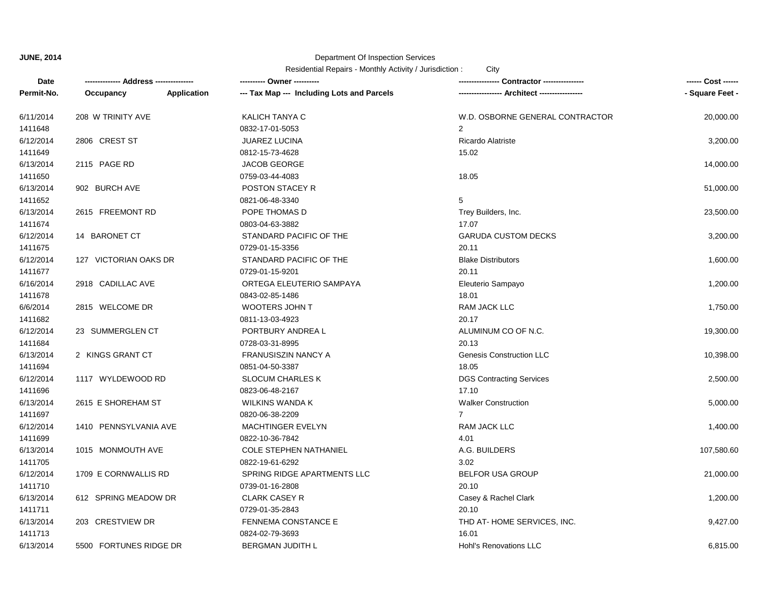**JUNE, 2014**

Department Of Inspection Services

Residential Repairs - Monthly Activity / Jurisdiction : City

| Date<br>Permit-No. | ------------- Address --------------<br>Occupancy Application | ---------- Owner ----------<br>--- Tax Map --- Including Lots and Parcels | --------------- Contractor ---------------<br>---------------- Architect ---------------- | ------ Cost ------<br>- Square Feet - |
|---|---|---|---|---|
| 6/11/2014<br>1411648 | 208 W TRINITY AVE | KALICH TANYA C<br>0832-17-01-5053 | W.D. OSBORNE GENERAL CONTRACTOR<br>2 | 20,000.00 |
| 6/12/2014<br>1411649 | 2806 CREST ST | JUAREZ LUCINA<br>0812-15-73-4628 | Ricardo Alatriste<br>15.02 | 3,200.00 |
| 6/13/2014<br>1411650 | 2115 PAGE RD | JACOB GEORGE<br>0759-03-44-4083 | <br>18.05 | 14,000.00 |
| 6/13/2014<br>1411652 | 902 BURCH AVE | POSTON STACEY R<br>0821-06-48-3340 | <br>5 | 51,000.00 |
| 6/13/2014<br>1411674 | 2615 FREEMONT RD | POPE THOMAS D<br>0803-04-63-3882 | Trey Builders, Inc.<br>17.07 | 23,500.00 |
| 6/12/2014<br>1411675 | 14 BARONET CT | STANDARD PACIFIC OF THE<br>0729-01-15-3356 | GARUDA CUSTOM DECKS<br>20.11 | 3,200.00 |
| 6/12/2014<br>1411677 | 127 VICTORIAN OAKS DR | STANDARD PACIFIC OF THE<br>0729-01-15-9201 | Blake Distributors<br>20.11 | 1,600.00 |
| 6/16/2014<br>1411678 | 2918 CADILLAC AVE | ORTEGA ELEUTERIO SAMPAYA<br>0843-02-85-1486 | Eleuterio Sampayo<br>18.01 | 1,200.00 |
| 6/6/2014<br>1411682 | 2815 WELCOME DR | WOOTERS JOHN T<br>0811-13-03-4923 | RAM JACK LLC<br>20.17 | 1,750.00 |
| 6/12/2014<br>1411684 | 23 SUMMERGLEN CT | PORTBURY ANDREA L<br>0728-03-31-8995 | ALUMINUM CO OF N.C.<br>20.13 | 19,300.00 |
| 6/13/2014<br>1411694 | 2 KINGS GRANT CT | FRANUSISZIN NANCY A<br>0851-04-50-3387 | Genesis Construction LLC<br>18.05 | 10,398.00 |
| 6/12/2014<br>1411696 | 1117 WYLDEWOOD RD | SLOCUM CHARLES K<br>0823-06-48-2167 | DGS Contracting Services<br>17.10 | 2,500.00 |
| 6/13/2014<br>1411697 | 2615 E SHOREHAM ST | WILKINS WANDA K<br>0820-06-38-2209 | Walker Construction<br>7 | 5,000.00 |
| 6/12/2014<br>1411699 | 1410 PENNSYLVANIA AVE | MACHTINGER EVELYN<br>0822-10-36-7842 | RAM JACK LLC<br>4.01 | 1,400.00 |
| 6/13/2014<br>1411705 | 1015 MONMOUTH AVE | COLE STEPHEN NATHANIEL<br>0822-19-61-6292 | A.G. BUILDERS<br>3.02 | 107,580.60 |
| 6/12/2014<br>1411710 | 1709 E CORNWALLIS RD | SPRING RIDGE APARTMENTS LLC<br>0739-01-16-2808 | BELFOR USA GROUP<br>20.10 | 21,000.00 |
| 6/13/2014<br>1411711 | 612 SPRING MEADOW DR | CLARK CASEY R<br>0729-01-35-2843 | Casey & Rachel Clark<br>20.10 | 1,200.00 |
| 6/13/2014<br>1411713 | 203 CRESTVIEW DR | FENNEMA CONSTANCE E<br>0824-02-79-3693 | THD AT- HOME SERVICES, INC.<br>16.01 | 9,427.00 |
| 6/13/2014 | 5500 FORTUNES RIDGE DR | BERGMAN JUDITH L | Hohl's Renovations LLC | 6,815.00 |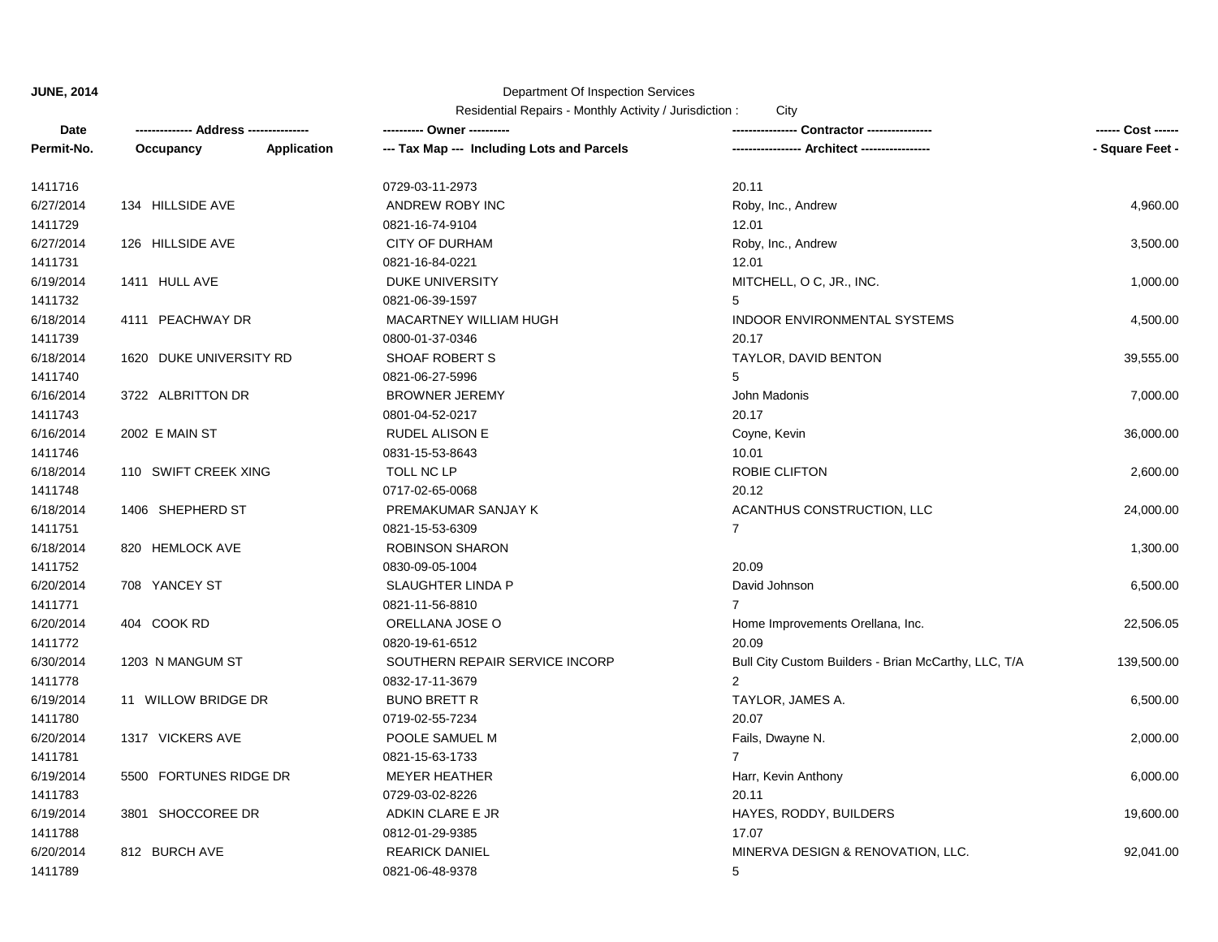**JUNE, 2014**

Department Of Inspection Services

Residential Repairs - Monthly Activity / Jurisdiction : City

| Date<br>Permit-No. | ------------- Address -------------<br>Occupancy Application | ---------- Owner ----------<br>--- Tax Map --- Including Lots and Parcels | --------------- Contractor ---------------<br>---------------- Architect ---------------- | ------ Cost ------<br>- Square Feet - |
|---|---|---|---|---|
| 1411716 | | 0729-03-11-2973 | 20.11 | |
| 6/27/2014 | 134 HILLSIDE AVE | ANDREW ROBY INC | Roby, Inc., Andrew | 4,960.00 |
| 1411729 | | 0821-16-74-9104 | 12.01 | |
| 6/27/2014 | 126 HILLSIDE AVE | CITY OF DURHAM | Roby, Inc., Andrew | 3,500.00 |
| 1411731 | | 0821-16-84-0221 | 12.01 | |
| 6/19/2014 | 1411 HULL AVE | DUKE UNIVERSITY | MITCHELL, O C, JR., INC. | 1,000.00 |
| 1411732 | | 0821-06-39-1597 | 5 | |
| 6/18/2014 | 4111 PEACHWAY DR | MACARTNEY WILLIAM HUGH | INDOOR ENVIRONMENTAL SYSTEMS | 4,500.00 |
| 1411739 | | 0800-01-37-0346 | 20.17 | |
| 6/18/2014 | 1620 DUKE UNIVERSITY RD | SHOAF ROBERT S | TAYLOR, DAVID BENTON | 39,555.00 |
| 1411740 | | 0821-06-27-5996 | 5 | |
| 6/16/2014 | 3722 ALBRITTON DR | BROWNER JEREMY | John Madonis | 7,000.00 |
| 1411743 | | 0801-04-52-0217 | 20.17 | |
| 6/16/2014 | 2002 E MAIN ST | RUDEL ALISON E | Coyne, Kevin | 36,000.00 |
| 1411746 | | 0831-15-53-8643 | 10.01 | |
| 6/18/2014 | 110 SWIFT CREEK XING | TOLL NC LP | ROBIE CLIFTON | 2,600.00 |
| 1411748 | | 0717-02-65-0068 | 20.12 | |
| 6/18/2014 | 1406 SHEPHERD ST | PREMAKUMAR SANJAY K | ACANTHUS CONSTRUCTION, LLC | 24,000.00 |
| 1411751 | | 0821-15-53-6309 | 7 | |
| 6/18/2014 | 820 HEMLOCK AVE | ROBINSON SHARON | | 1,300.00 |
| 1411752 | | 0830-09-05-1004 | 20.09 | |
| 6/20/2014 | 708 YANCEY ST | SLAUGHTER LINDA P | David Johnson | 6,500.00 |
| 1411771 | | 0821-11-56-8810 | 7 | |
| 6/20/2014 | 404 COOK RD | ORELLANA JOSE O | Home Improvements Orellana, Inc. | 22,506.05 |
| 1411772 | | 0820-19-61-6512 | 20.09 | |
| 6/30/2014 | 1203 N MANGUM ST | SOUTHERN REPAIR SERVICE INCORP | Bull City Custom Builders - Brian McCarthy, LLC, T/A | 139,500.00 |
| 1411778 | | 0832-17-11-3679 | 2 | |
| 6/19/2014 | 11 WILLOW BRIDGE DR | BUNO BRETT R | TAYLOR, JAMES A. | 6,500.00 |
| 1411780 | | 0719-02-55-7234 | 20.07 | |
| 6/20/2014 | 1317 VICKERS AVE | POOLE SAMUEL M | Fails, Dwayne N. | 2,000.00 |
| 1411781 | | 0821-15-63-1733 | 7 | |
| 6/19/2014 | 5500 FORTUNES RIDGE DR | MEYER HEATHER | Harr, Kevin Anthony | 6,000.00 |
| 1411783 | | 0729-03-02-8226 | 20.11 | |
| 6/19/2014 | 3801 SHOCCOREE DR | ADKIN CLARE E JR | HAYES, RODDY, BUILDERS | 19,600.00 |
| 1411788 | | 0812-01-29-9385 | 17.07 | |
| 6/20/2014 | 812 BURCH AVE | REARICK DANIEL | MINERVA DESIGN & RENOVATION, LLC. | 92,041.00 |
| 1411789 | | 0821-06-48-9378 | 5 | |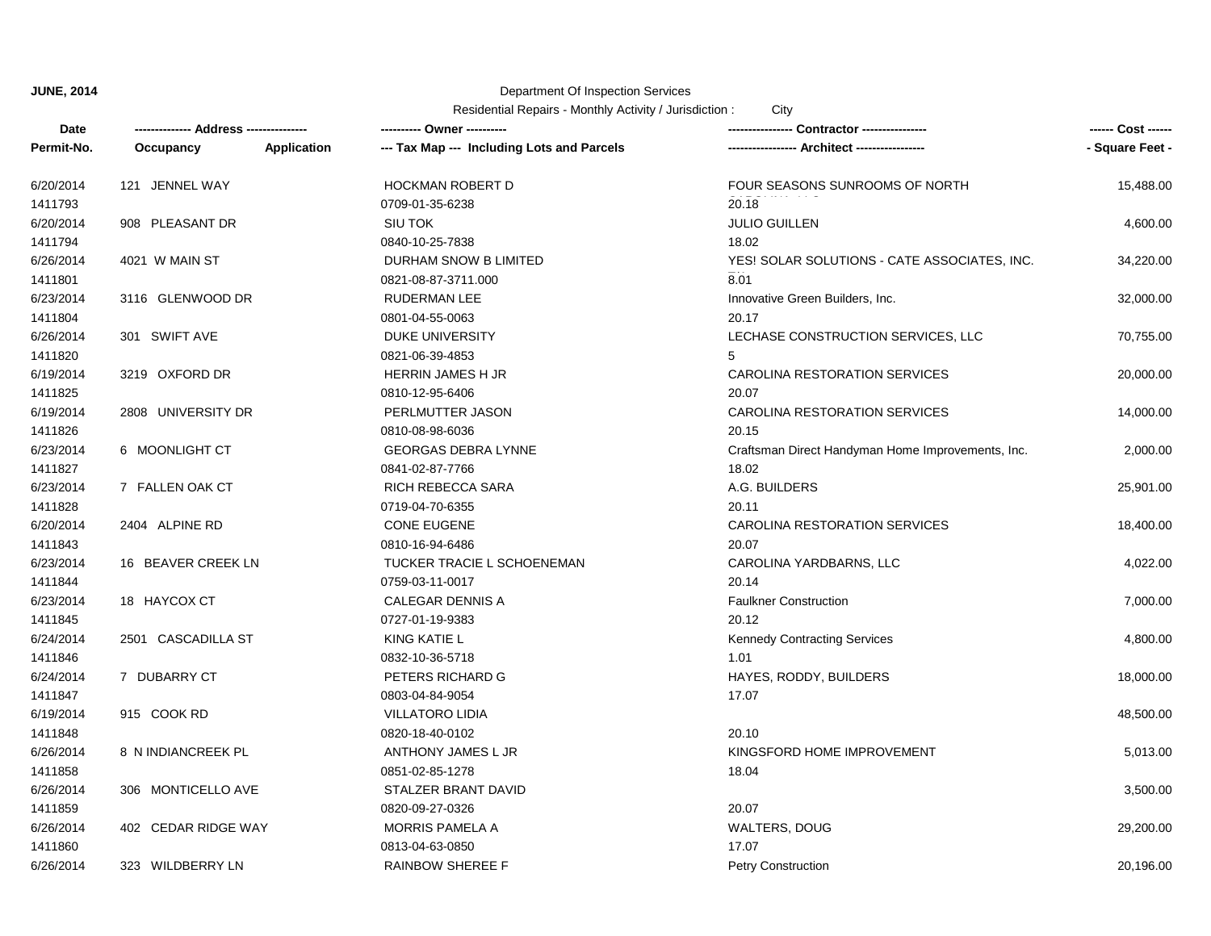**JUNE, 2014**

Department Of Inspection Services

Residential Repairs - Monthly Activity / Jurisdiction : City

| Date / Permit-No. | Address / Occupancy / Application | Owner / Tax Map --- Including Lots and Parcels | Contractor / Architect | Cost / Square Feet |
|---|---|---|---|---|
| 6/20/2014<br>1411793 | 121 JENNEL WAY | HOCKMAN ROBERT D<br>0709-01-35-6238 | FOUR SEASONS SUNROOMS OF NORTH<br>20.18 | 15,488.00 |
| 6/20/2014<br>1411794 | 908 PLEASANT DR | SIU TOK<br>0840-10-25-7838 | JULIO GUILLEN<br>18.02 | 4,600.00 |
| 6/26/2014<br>1411801 | 4021 W MAIN ST | DURHAM SNOW B LIMITED<br>0821-08-87-3711.000 | YES! SOLAR SOLUTIONS - CATE ASSOCIATES, INC.<br>8.01 | 34,220.00 |
| 6/23/2014<br>1411804 | 3116 GLENWOOD DR | RUDERMAN LEE<br>0801-04-55-0063 | Innovative Green Builders, Inc.<br>20.17 | 32,000.00 |
| 6/26/2014<br>1411820 | 301 SWIFT AVE | DUKE UNIVERSITY<br>0821-06-39-4853 | LECHASE CONSTRUCTION SERVICES, LLC<br>5 | 70,755.00 |
| 6/19/2014<br>1411825 | 3219 OXFORD DR | HERRIN JAMES H JR<br>0810-12-95-6406 | CAROLINA RESTORATION SERVICES<br>20.07 | 20,000.00 |
| 6/19/2014<br>1411826 | 2808 UNIVERSITY DR | PERLMUTTER JASON<br>0810-08-98-6036 | CAROLINA RESTORATION SERVICES<br>20.15 | 14,000.00 |
| 6/23/2014<br>1411827 | 6 MOONLIGHT CT | GEORGAS DEBRA LYNNE<br>0841-02-87-7766 | Craftsman Direct Handyman Home Improvements, Inc.<br>18.02 | 2,000.00 |
| 6/23/2014<br>1411828 | 7 FALLEN OAK CT | RICH REBECCA SARA<br>0719-04-70-6355 | A.G. BUILDERS<br>20.11 | 25,901.00 |
| 6/20/2014<br>1411843 | 2404 ALPINE RD | CONE EUGENE<br>0810-16-94-6486 | CAROLINA RESTORATION SERVICES<br>20.07 | 18,400.00 |
| 6/23/2014<br>1411844 | 16 BEAVER CREEK LN | TUCKER TRACIE L SCHOENEMAN<br>0759-03-11-0017 | CAROLINA YARDBARNS, LLC<br>20.14 | 4,022.00 |
| 6/23/2014<br>1411845 | 18 HAYCOX CT | CALEGAR DENNIS A<br>0727-01-19-9383 | Faulkner Construction<br>20.12 | 7,000.00 |
| 6/24/2014<br>1411846 | 2501 CASCADILLA ST | KING KATIE L<br>0832-10-36-5718 | Kennedy Contracting Services<br>1.01 | 4,800.00 |
| 6/24/2014<br>1411847 | 7 DUBARRY CT | PETERS RICHARD G<br>0803-04-84-9054 | HAYES, RODDY, BUILDERS<br>17.07 | 18,000.00 |
| 6/19/2014<br>1411848 | 915 COOK RD | VILLATORO LIDIA<br>0820-18-40-0102 | <br>20.10 | 48,500.00 |
| 6/26/2014<br>1411858 | 8 N INDIANCREEK PL | ANTHONY JAMES L JR<br>0851-02-85-1278 | KINGSFORD HOME IMPROVEMENT<br>18.04 | 5,013.00 |
| 6/26/2014<br>1411859 | 306 MONTICELLO AVE | STALZER BRANT DAVID<br>0820-09-27-0326 | <br>20.07 | 3,500.00 |
| 6/26/2014<br>1411860 | 402 CEDAR RIDGE WAY | MORRIS PAMELA A<br>0813-04-63-0850 | WALTERS, DOUG<br>17.07 | 29,200.00 |
| 6/26/2014 | 323 WILDBERRY LN | RAINBOW SHEREE F | Petry Construction | 20,196.00 |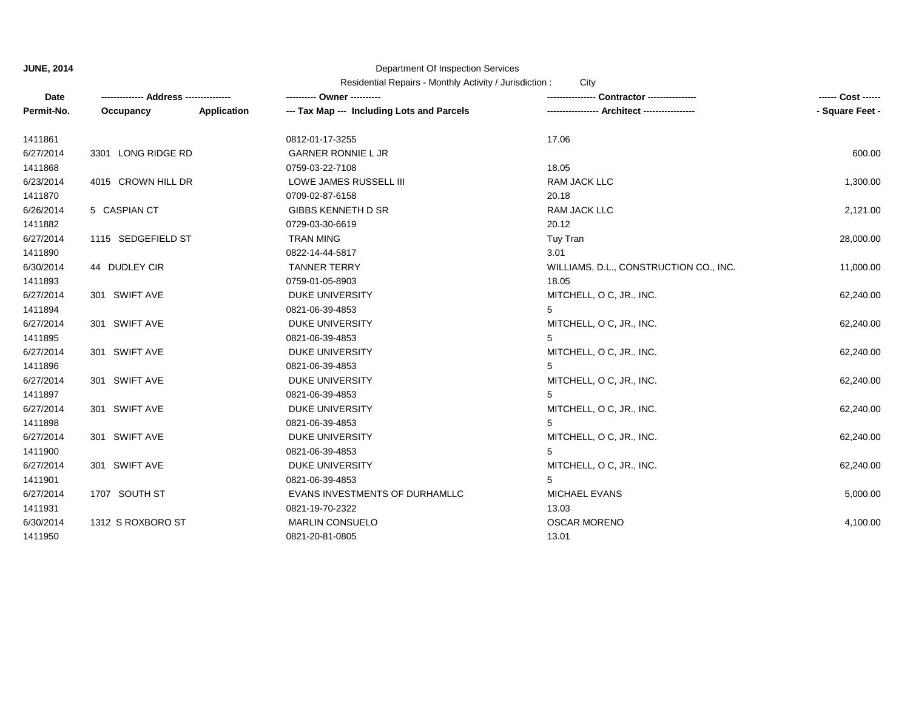**JUNE, 2014**

Department Of Inspection Services

Residential Repairs - Monthly Activity / Jurisdiction : City

| Date<br>Permit-No. | ------------- Address --------------<br>Occupancy | <br>Application | ---------- Owner ----------<br>--- Tax Map --- Including Lots and Parcels | --------------- Contractor ---------------<br>---------------- Architect ---------------- | ------ Cost ------<br>- Square Feet - |
|---|---|---|---|---|---|
| 1411861 | | | 0812-01-17-3255 | 17.06 | |
| 6/27/2014 | 3301 LONG RIDGE RD | | GARNER RONNIE L JR | | 600.00 |
| 1411868 | | | 0759-03-22-7108 | 18.05 | |
| 6/23/2014 | 4015 CROWN HILL DR | | LOWE JAMES RUSSELL III | RAM JACK LLC | 1,300.00 |
| 1411870 | | | 0709-02-87-6158 | 20.18 | |
| 6/26/2014 | 5 CASPIAN CT | | GIBBS KENNETH D SR | RAM JACK LLC | 2,121.00 |
| 1411882 | | | 0729-03-30-6619 | 20.12 | |
| 6/27/2014 | 1115 SEDGEFIELD ST | | TRAN MING | Tuy Tran | 28,000.00 |
| 1411890 | | | 0822-14-44-5817 | 3.01 | |
| 6/30/2014 | 44 DUDLEY CIR | | TANNER TERRY | WILLIAMS, D.L., CONSTRUCTION CO., INC. | 11,000.00 |
| 1411893 | | | 0759-01-05-8903 | 18.05 | |
| 6/27/2014 | 301 SWIFT AVE | | DUKE UNIVERSITY | MITCHELL, O C, JR., INC. | 62,240.00 |
| 1411894 | | | 0821-06-39-4853 | 5 | |
| 6/27/2014 | 301 SWIFT AVE | | DUKE UNIVERSITY | MITCHELL, O C, JR., INC. | 62,240.00 |
| 1411895 | | | 0821-06-39-4853 | 5 | |
| 6/27/2014 | 301 SWIFT AVE | | DUKE UNIVERSITY | MITCHELL, O C, JR., INC. | 62,240.00 |
| 1411896 | | | 0821-06-39-4853 | 5 | |
| 6/27/2014 | 301 SWIFT AVE | | DUKE UNIVERSITY | MITCHELL, O C, JR., INC. | 62,240.00 |
| 1411897 | | | 0821-06-39-4853 | 5 | |
| 6/27/2014 | 301 SWIFT AVE | | DUKE UNIVERSITY | MITCHELL, O C, JR., INC. | 62,240.00 |
| 1411898 | | | 0821-06-39-4853 | 5 | |
| 6/27/2014 | 301 SWIFT AVE | | DUKE UNIVERSITY | MITCHELL, O C, JR., INC. | 62,240.00 |
| 1411900 | | | 0821-06-39-4853 | 5 | |
| 6/27/2014 | 301 SWIFT AVE | | DUKE UNIVERSITY | MITCHELL, O C, JR., INC. | 62,240.00 |
| 1411901 | | | 0821-06-39-4853 | 5 | |
| 6/27/2014 | 1707 SOUTH ST | | EVANS INVESTMENTS OF DURHAMLLC | MICHAEL EVANS | 5,000.00 |
| 1411931 | | | 0821-19-70-2322 | 13.03 | |
| 6/30/2014 | 1312 S ROXBORO ST | | MARLIN CONSUELO | OSCAR MORENO | 4,100.00 |
| 1411950 | | | 0821-20-81-0805 | 13.01 | |